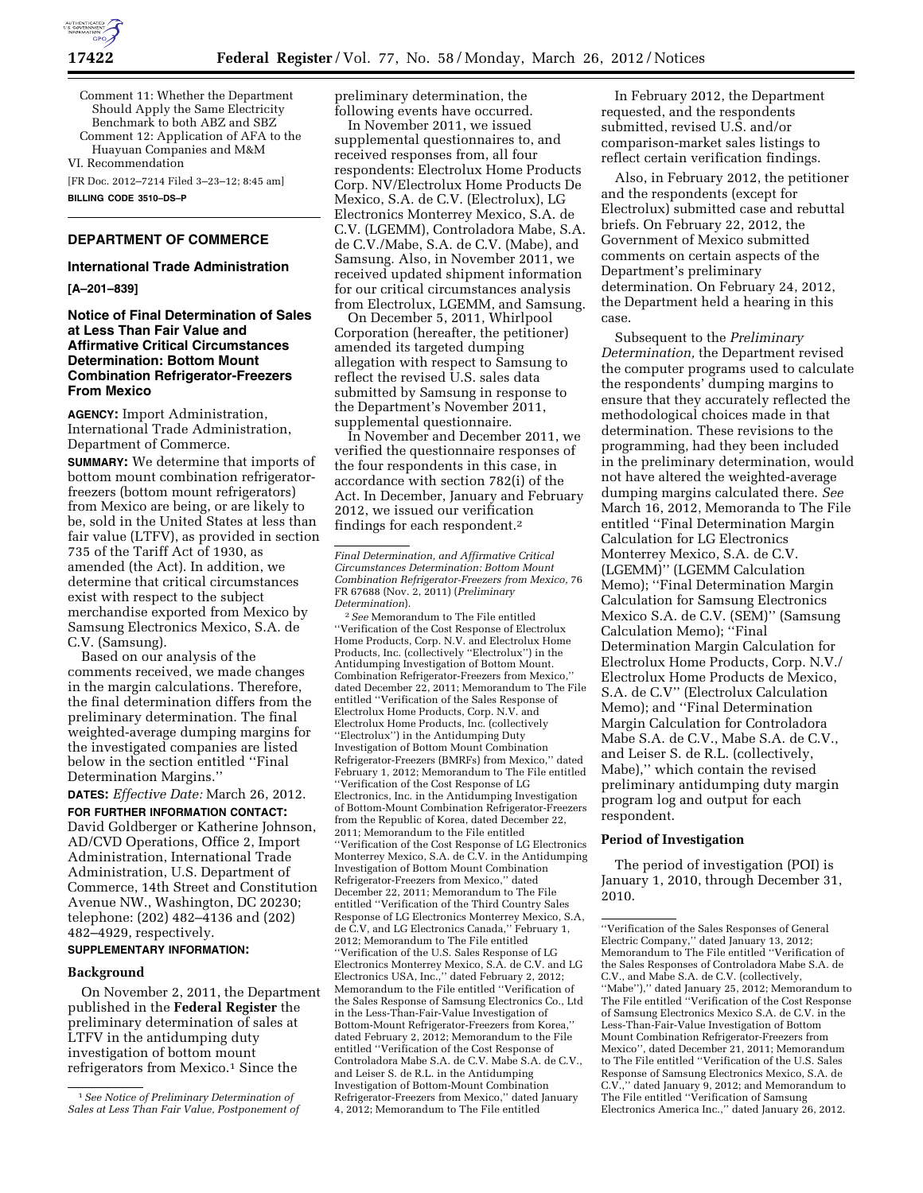Comment 11: Whether the Department Should Apply the Same Electricity Benchmark to both ABZ and SBZ

Comment 12: Application of AFA to the Huayuan Companies and M&M

VI. Recommendation

[FR Doc. 2012–7214 Filed 3–23–12; 8:45 am]

**BILLING CODE 3510–DS–P**

## DEPARTMENT OF COMMERCE

### International Trade Administration

**[A–201–839]**

### Notice of Final Determination of Sales at Less Than Fair Value and Affirmative Critical Circumstances Determination: Bottom Mount Combination Refrigerator-Freezers From Mexico

**AGENCY:** Import Administration, International Trade Administration, Department of Commerce.

**SUMMARY:** We determine that imports of bottom mount combination refrigerator-freezers (bottom mount refrigerators) from Mexico are being, or are likely to be, sold in the United States at less than fair value (LTFV), as provided in section 735 of the Tariff Act of 1930, as amended (the Act). In addition, we determine that critical circumstances exist with respect to the subject merchandise exported from Mexico by Samsung Electronics Mexico, S.A. de C.V. (Samsung).

Based on our analysis of the comments received, we made changes in the margin calculations. Therefore, the final determination differs from the preliminary determination. The final weighted-average dumping margins for the investigated companies are listed below in the section entitled ''Final Determination Margins.''

**DATES:** *Effective Date:* March 26, 2012.

**FOR FURTHER INFORMATION CONTACT:** David Goldberger or Katherine Johnson, AD/CVD Operations, Office 2, Import Administration, International Trade Administration, U.S. Department of Commerce, 14th Street and Constitution Avenue NW., Washington, DC 20230; telephone: (202) 482–4136 and (202) 482–4929, respectively.

**SUPPLEMENTARY INFORMATION:**

### Background

On November 2, 2011, the Department published in the **Federal Register** the preliminary determination of sales at LTFV in the antidumping duty investigation of bottom mount refrigerators from Mexico.[1] Since the preliminary determination, the following events have occurred.

In November 2011, we issued supplemental questionnaires to, and received responses from, all four respondents: Electrolux Home Products Corp. NV/Electrolux Home Products De Mexico, S.A. de C.V. (Electrolux), LG Electronics Monterrey Mexico, S.A. de C.V. (LGEMM), Controladora Mabe, S.A. de C.V./Mabe, S.A. de C.V. (Mabe), and Samsung. Also, in November 2011, we received updated shipment information for our critical circumstances analysis from Electrolux, LGEMM, and Samsung.

On December 5, 2011, Whirlpool Corporation (hereafter, the petitioner) amended its targeted dumping allegation with respect to Samsung to reflect the revised U.S. sales data submitted by Samsung in response to the Department's November 2011, supplemental questionnaire.

In November and December 2011, we verified the questionnaire responses of the four respondents in this case, in accordance with section 782(i) of the Act. In December, January and February 2012, we issued our verification findings for each respondent.[2]

In February 2012, the Department requested, and the respondents submitted, revised U.S. and/or comparison-market sales listings to reflect certain verification findings.

Also, in February 2012, the petitioner and the respondents (except for Electrolux) submitted case and rebuttal briefs. On February 22, 2012, the Government of Mexico submitted comments on certain aspects of the Department's preliminary determination. On February 24, 2012, the Department held a hearing in this case.

Subsequent to the *Preliminary Determination,* the Department revised the computer programs used to calculate the respondents' dumping margins to ensure that they accurately reflected the methodological choices made in that determination. These revisions to the programming, had they been included in the preliminary determination, would not have altered the weighted-average dumping margins calculated there. *See* March 16, 2012, Memoranda to The File entitled ''Final Determination Margin Calculation for LG Electronics Monterrey Mexico, S.A. de C.V. (LGEMM)'' (LGEMM Calculation Memo); ''Final Determination Margin Calculation for Samsung Electronics Mexico S.A. de C.V. (SEM)'' (Samsung Calculation Memo); ''Final Determination Margin Calculation for Electrolux Home Products, Corp. N.V./ Electrolux Home Products de Mexico, S.A. de C.V'' (Electrolux Calculation Memo); and ''Final Determination Margin Calculation for Controladora Mabe S.A. de C.V., Mabe S.A. de C.V., and Leiser S. de R.L. (collectively, Mabe),'' which contain the revised preliminary antidumping duty margin program log and output for each respondent.

### Period of Investigation

The period of investigation (POI) is January 1, 2010, through December 31, 2010.

---

[1] *See Notice of Preliminary Determination of Sales at Less Than Fair Value, Postponement of Final Determination, and Affirmative Critical Circumstances Determination: Bottom Mount Combination Refrigerator-Freezers from Mexico,* 76 FR 67688 (Nov. 2, 2011) (*Preliminary Determination*).

[2] *See* Memorandum to The File entitled ''Verification of the Cost Response of Electrolux Home Products, Corp. N.V. and Electrolux Home Products, Inc. (collectively ''Electrolux'') in the Antidumping Investigation of Bottom Mount. Combination Refrigerator-Freezers from Mexico,'' dated December 22, 2011; Memorandum to The File entitled ''Verification of the Sales Response of Electrolux Home Products, Corp. N.V. and Electrolux Home Products, Inc. (collectively ''Electrolux'') in the Antidumping Duty Investigation of Bottom Mount Combination Refrigerator-Freezers (BMRFs) from Mexico,'' dated February 1, 2012; Memorandum to The File entitled ''Verification of the Cost Response of LG Electronics, Inc. in the Antidumping Investigation of Bottom-Mount Combination Refrigerator-Freezers from the Republic of Korea, dated December 22, 2011; Memorandum to the File entitled ''Verification of the Cost Response of LG Electronics Monterrey Mexico, S.A. de C.V. in the Antidumping Investigation of Bottom Mount Combination Refrigerator-Freezers from Mexico,'' dated December 22, 2011; Memorandum to The File entitled ''Verification of the Third Country Sales Response of LG Electronics Monterrey Mexico, S.A, de C.V, and LG Electronics Canada,'' February 1, 2012; Memorandum to The File entitled ''Verification of the U.S. Sales Response of LG Electronics Monterrey Mexico, S.A. de C.V. and LG Electronics USA, Inc.,'' dated February 2, 2012; Memorandum to the File entitled ''Verification of the Sales Response of Samsung Electronics Co., Ltd in the Less-Than-Fair-Value Investigation of Bottom-Mount Refrigerator-Freezers from Korea,'' dated February 2, 2012; Memorandum to the File entitled ''Verification of the Cost Response of Controladora Mabe S.A. de C.V. Mabe S.A. de C.V., and Leiser S. de R.L. in the Antidumping Investigation of Bottom-Mount Combination Refrigerator-Freezers from Mexico,'' dated January 4, 2012; Memorandum to The File entitled ''Verification of the Sales Responses of General Electric Company,'' dated January 13, 2012; Memorandum to The File entitled ''Verification of the Sales Responses of Controladora Mabe S.A. de C.V., and Mabe S.A. de C.V. (collectively, ''Mabe''),'' dated January 25, 2012; Memorandum to The File entitled ''Verification of the Cost Response of Samsung Electronics Mexico S.A. de C.V. in the Less-Than-Fair-Value Investigation of Bottom Mount Combination Refrigerator-Freezers from Mexico'', dated December 21, 2011; Memorandum to The File entitled ''Verification of the U.S. Sales Response of Samsung Electronics Mexico, S.A. de C.V.,'' dated January 9, 2012; and Memorandum to The File entitled ''Verification of Samsung Electronics America Inc.,'' dated January 26, 2012.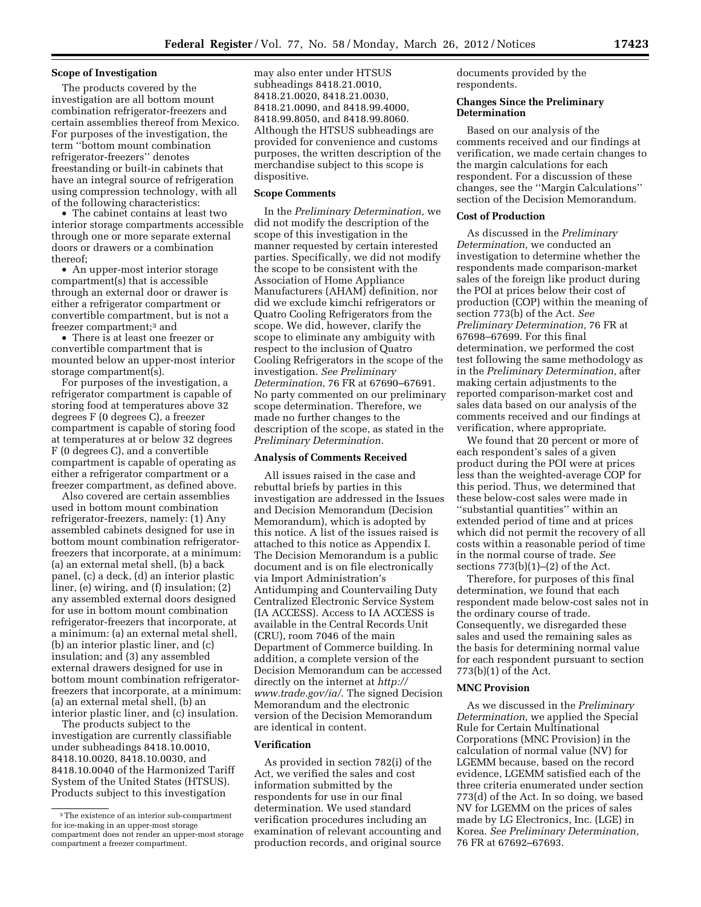## Scope of Investigation

The products covered by the investigation are all bottom mount combination refrigerator-freezers and certain assemblies thereof from Mexico. For purposes of the investigation, the term ''bottom mount combination refrigerator-freezers'' denotes freestanding or built-in cabinets that have an integral source of refrigeration using compression technology, with all of the following characteristics:

- The cabinet contains at least two interior storage compartments accessible through one or more separate external doors or drawers or a combination thereof;
- An upper-most interior storage compartment(s) that is accessible through an external door or drawer is either a refrigerator compartment or convertible compartment, but is not a freezer compartment;[3] and
- There is at least one freezer or convertible compartment that is mounted below an upper-most interior storage compartment(s).

For purposes of the investigation, a refrigerator compartment is capable of storing food at temperatures above 32 degrees F (0 degrees C), a freezer compartment is capable of storing food at temperatures at or below 32 degrees F (0 degrees C), and a convertible compartment is capable of operating as either a refrigerator compartment or a freezer compartment, as defined above.

Also covered are certain assemblies used in bottom mount combination refrigerator-freezers, namely: (1) Any assembled cabinets designed for use in bottom mount combination refrigerator-freezers that incorporate, at a minimum: (a) an external metal shell, (b) a back panel, (c) a deck, (d) an interior plastic liner, (e) wiring, and (f) insulation; (2) any assembled external doors designed for use in bottom mount combination refrigerator-freezers that incorporate, at a minimum: (a) an external metal shell, (b) an interior plastic liner, and (c) insulation; and (3) any assembled external drawers designed for use in bottom mount combination refrigerator-freezers that incorporate, at a minimum: (a) an external metal shell, (b) an interior plastic liner, and (c) insulation.

The products subject to the investigation are currently classifiable under subheadings 8418.10.0010, 8418.10.0020, 8418.10.0030, and 8418.10.0040 of the Harmonized Tariff System of the United States (HTSUS). Products subject to this investigation may also enter under HTSUS subheadings 8418.21.0010, 8418.21.0020, 8418.21.0030, 8418.21.0090, and 8418.99.4000, 8418.99.8050, and 8418.99.8060. Although the HTSUS subheadings are provided for convenience and customs purposes, the written description of the merchandise subject to this scope is dispositive.

[3] The existence of an interior sub-compartment for ice-making in an upper-most storage compartment does not render an upper-most storage compartment a freezer compartment.

## Scope Comments

In the *Preliminary Determination,* we did not modify the description of the scope of this investigation in the manner requested by certain interested parties. Specifically, we did not modify the scope to be consistent with the Association of Home Appliance Manufacturers (AHAM) definition, nor did we exclude kimchi refrigerators or Quatro Cooling Refrigerators from the scope. We did, however, clarify the scope to eliminate any ambiguity with respect to the inclusion of Quatro Cooling Refrigerators in the scope of the investigation. *See Preliminary Determination,* 76 FR at 67690–67691. No party commented on our preliminary scope determination. Therefore, we made no further changes to the description of the scope, as stated in the *Preliminary Determination.*

## Analysis of Comments Received

All issues raised in the case and rebuttal briefs by parties in this investigation are addressed in the Issues and Decision Memorandum (Decision Memorandum), which is adopted by this notice. A list of the issues raised is attached to this notice as Appendix I. The Decision Memorandum is a public document and is on file electronically via Import Administration's Antidumping and Countervailing Duty Centralized Electronic Service System (IA ACCESS). Access to IA ACCESS is available in the Central Records Unit (CRU), room 7046 of the main Department of Commerce building. In addition, a complete version of the Decision Memorandum can be accessed directly on the internet at *http://www.trade.gov/ia/*. The signed Decision Memorandum and the electronic version of the Decision Memorandum are identical in content.

## Verification

As provided in section 782(i) of the Act, we verified the sales and cost information submitted by the respondents for use in our final determination. We used standard verification procedures including an examination of relevant accounting and production records, and original source documents provided by the respondents.

## Changes Since the Preliminary Determination

Based on our analysis of the comments received and our findings at verification, we made certain changes to the margin calculations for each respondent. For a discussion of these changes, see the ''Margin Calculations'' section of the Decision Memorandum.

## Cost of Production

As discussed in the *Preliminary Determination,* we conducted an investigation to determine whether the respondents made comparison-market sales of the foreign like product during the POI at prices below their cost of production (COP) within the meaning of section 773(b) of the Act. *See Preliminary Determination,* 76 FR at 67698–67699. For this final determination, we performed the cost test following the same methodology as in the *Preliminary Determination,* after making certain adjustments to the reported comparison-market cost and sales data based on our analysis of the comments received and our findings at verification, where appropriate.

We found that 20 percent or more of each respondent's sales of a given product during the POI were at prices less than the weighted-average COP for this period. Thus, we determined that these below-cost sales were made in ''substantial quantities'' within an extended period of time and at prices which did not permit the recovery of all costs within a reasonable period of time in the normal course of trade. *See* sections 773(b)(1)–(2) of the Act.

Therefore, for purposes of this final determination, we found that each respondent made below-cost sales not in the ordinary course of trade. Consequently, we disregarded these sales and used the remaining sales as the basis for determining normal value for each respondent pursuant to section 773(b)(1) of the Act.

## MNC Provision

As we discussed in the *Preliminary Determination,* we applied the Special Rule for Certain Multinational Corporations (MNC Provision) in the calculation of normal value (NV) for LGEMM because, based on the record evidence, LGEMM satisfied each of the three criteria enumerated under section 773(d) of the Act. In so doing, we based NV for LGEMM on the prices of sales made by LG Electronics, Inc. (LGE) in Korea. *See Preliminary Determination,* 76 FR at 67692–67693.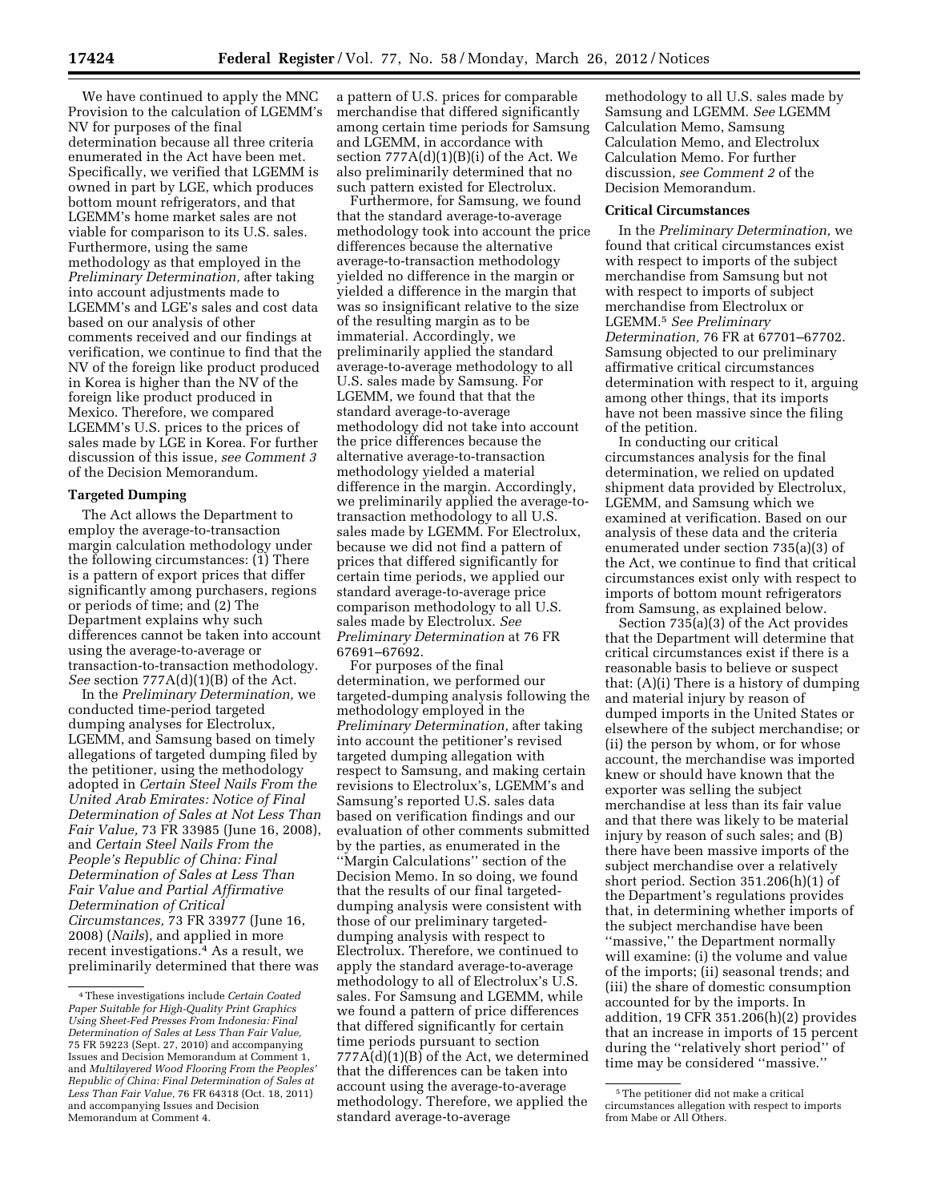We have continued to apply the MNC Provision to the calculation of LGEMM's NV for purposes of the final determination because all three criteria enumerated in the Act have been met. Specifically, we verified that LGEMM is owned in part by LGE, which produces bottom mount refrigerators, and that LGEMM's home market sales are not viable for comparison to its U.S. sales. Furthermore, using the same methodology as that employed in the *Preliminary Determination,* after taking into account adjustments made to LGEMM's and LGE's sales and cost data based on our analysis of other comments received and our findings at verification, we continue to find that the NV of the foreign like product produced in Korea is higher than the NV of the foreign like product produced in Mexico. Therefore, we compared LGEMM's U.S. prices to the prices of sales made by LGE in Korea. For further discussion of this issue, *see Comment 3* of the Decision Memorandum.

## Targeted Dumping

The Act allows the Department to employ the average-to-transaction margin calculation methodology under the following circumstances: (1) There is a pattern of export prices that differ significantly among purchasers, regions or periods of time; and (2) The Department explains why such differences cannot be taken into account using the average-to-average or transaction-to-transaction methodology. *See* section 777A(d)(1)(B) of the Act.

In the *Preliminary Determination,* we conducted time-period targeted dumping analyses for Electrolux, LGEMM, and Samsung based on timely allegations of targeted dumping filed by the petitioner, using the methodology adopted in *Certain Steel Nails From the United Arab Emirates: Notice of Final Determination of Sales at Not Less Than Fair Value,* 73 FR 33985 (June 16, 2008), and *Certain Steel Nails From the People's Republic of China: Final Determination of Sales at Less Than Fair Value and Partial Affirmative Determination of Critical Circumstances,* 73 FR 33977 (June 16, 2008) (*Nails*), and applied in more recent investigations.[4] As a result, we preliminarily determined that there was a pattern of U.S. prices for comparable merchandise that differed significantly among certain time periods for Samsung and LGEMM, in accordance with section 777A(d)(1)(B)(i) of the Act. We also preliminarily determined that no such pattern existed for Electrolux.

Furthermore, for Samsung, we found that the standard average-to-average methodology took into account the price differences because the alternative average-to-transaction methodology yielded no difference in the margin or yielded a difference in the margin that was so insignificant relative to the size of the resulting margin as to be immaterial. Accordingly, we preliminarily applied the standard average-to-average methodology to all U.S. sales made by Samsung. For LGEMM, we found that that the standard average-to-average methodology did not take into account the price differences because the alternative average-to-transaction methodology yielded a material difference in the margin. Accordingly, we preliminarily applied the average-to-transaction methodology to all U.S. sales made by LGEMM. For Electrolux, because we did not find a pattern of prices that differed significantly for certain time periods, we applied our standard average-to-average price comparison methodology to all U.S. sales made by Electrolux. *See Preliminary Determination* at 76 FR 67691–67692.

For purposes of the final determination, we performed our targeted-dumping analysis following the methodology employed in the *Preliminary Determination,* after taking into account the petitioner's revised targeted dumping allegation with respect to Samsung, and making certain revisions to Electrolux's, LGEMM's and Samsung's reported U.S. sales data based on verification findings and our evaluation of other comments submitted by the parties, as enumerated in the "Margin Calculations" section of the Decision Memo. In so doing, we found that the results of our final targeted-dumping analysis were consistent with those of our preliminary targeted-dumping analysis with respect to Electrolux. Therefore, we continued to apply the standard average-to-average methodology to all of Electrolux's U.S. sales. For Samsung and LGEMM, while we found a pattern of price differences that differed significantly for certain time periods pursuant to section 777A(d)(1)(B) of the Act, we determined that the differences can be taken into account using the average-to-average methodology. Therefore, we applied the standard average-to-average methodology to all U.S. sales made by Samsung and LGEMM. *See* LGEMM Calculation Memo, Samsung Calculation Memo, and Electrolux Calculation Memo. For further discussion, *see Comment 2* of the Decision Memorandum.

## Critical Circumstances

In the *Preliminary Determination,* we found that critical circumstances exist with respect to imports of the subject merchandise from Samsung but not with respect to imports of subject merchandise from Electrolux or LGEMM.[5] *See Preliminary Determination,* 76 FR at 67701–67702. Samsung objected to our preliminary affirmative critical circumstances determination with respect to it, arguing among other things, that its imports have not been massive since the filing of the petition.

In conducting our critical circumstances analysis for the final determination, we relied on updated shipment data provided by Electrolux, LGEMM, and Samsung which we examined at verification. Based on our analysis of these data and the criteria enumerated under section 735(a)(3) of the Act, we continue to find that critical circumstances exist only with respect to imports of bottom mount refrigerators from Samsung, as explained below.

Section 735(a)(3) of the Act provides that the Department will determine that critical circumstances exist if there is a reasonable basis to believe or suspect that: (A)(i) There is a history of dumping and material injury by reason of dumped imports in the United States or elsewhere of the subject merchandise; or (ii) the person by whom, or for whose account, the merchandise was imported knew or should have known that the exporter was selling the subject merchandise at less than its fair value and that there was likely to be material injury by reason of such sales; and (B) there have been massive imports of the subject merchandise over a relatively short period. Section 351.206(h)(1) of the Department's regulations provides that, in determining whether imports of the subject merchandise have been "massive," the Department normally will examine: (i) the volume and value of the imports; (ii) seasonal trends; and (iii) the share of domestic consumption accounted for by the imports. In addition, 19 CFR 351.206(h)(2) provides that an increase in imports of 15 percent during the "relatively short period" of time may be considered "massive."

---

[4] These investigations include *Certain Coated Paper Suitable for High-Quality Print Graphics Using Sheet-Fed Presses From Indonesia: Final Determination of Sales at Less Than Fair Value,* 75 FR 59223 (Sept. 27, 2010) and accompanying Issues and Decision Memorandum at Comment 1, and *Multilayered Wood Flooring From the Peoples' Republic of China: Final Determination of Sales at Less Than Fair Value,* 76 FR 64318 (Oct. 18, 2011) and accompanying Issues and Decision Memorandum at Comment 4.

[5] The petitioner did not make a critical circumstances allegation with respect to imports from Mabe or All Others.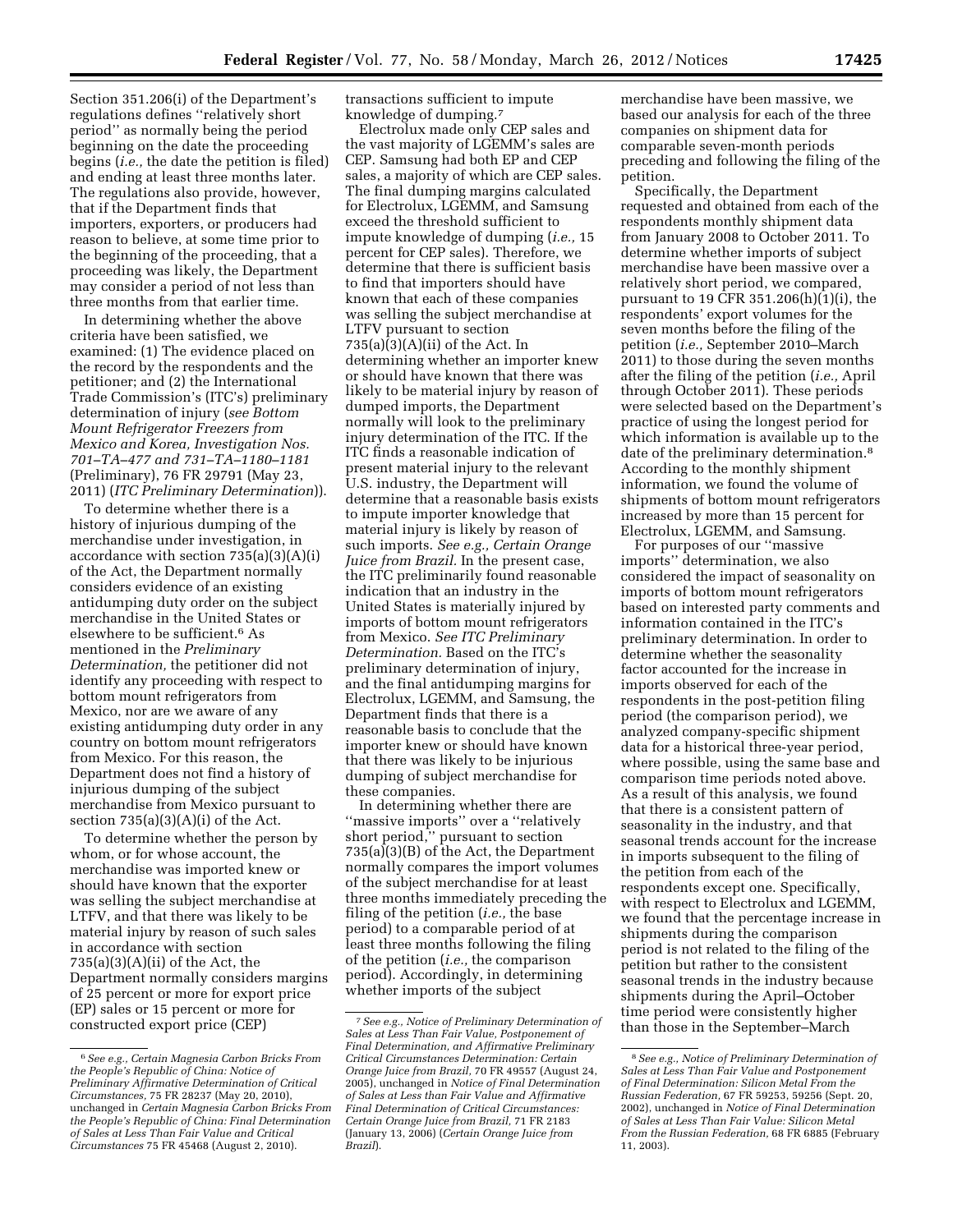Section 351.206(i) of the Department's regulations defines ''relatively short period'' as normally being the period beginning on the date the proceeding begins (*i.e.,* the date the petition is filed) and ending at least three months later. The regulations also provide, however, that if the Department finds that importers, exporters, or producers had reason to believe, at some time prior to the beginning of the proceeding, that a proceeding was likely, the Department may consider a period of not less than three months from that earlier time.

In determining whether the above criteria have been satisfied, we examined: (1) The evidence placed on the record by the respondents and the petitioner; and (2) the International Trade Commission's (ITC's) preliminary determination of injury (*see Bottom Mount Refrigerator Freezers from Mexico and Korea, Investigation Nos. 701–TA–477 and 731–TA–1180–1181* (Preliminary), 76 FR 29791 (May 23, 2011) (*ITC Preliminary Determination*)).

To determine whether there is a history of injurious dumping of the merchandise under investigation, in accordance with section 735(a)(3)(A)(i) of the Act, the Department normally considers evidence of an existing antidumping duty order on the subject merchandise in the United States or elsewhere to be sufficient.[6] As mentioned in the *Preliminary Determination,* the petitioner did not identify any proceeding with respect to bottom mount refrigerators from Mexico, nor are we aware of any existing antidumping duty order in any country on bottom mount refrigerators from Mexico. For this reason, the Department does not find a history of injurious dumping of the subject merchandise from Mexico pursuant to section 735(a)(3)(A)(i) of the Act.

To determine whether the person by whom, or for whose account, the merchandise was imported knew or should have known that the exporter was selling the subject merchandise at LTFV, and that there was likely to be material injury by reason of such sales in accordance with section 735(a)(3)(A)(ii) of the Act, the Department normally considers margins of 25 percent or more for export price (EP) sales or 15 percent or more for constructed export price (CEP) transactions sufficient to impute knowledge of dumping.[7]

Electrolux made only CEP sales and the vast majority of LGEMM's sales are CEP. Samsung had both EP and CEP sales, a majority of which are CEP sales. The final dumping margins calculated for Electrolux, LGEMM, and Samsung exceed the threshold sufficient to impute knowledge of dumping (*i.e.,* 15 percent for CEP sales). Therefore, we determine that there is sufficient basis to find that importers should have known that each of these companies was selling the subject merchandise at LTFV pursuant to section 735(a)(3)(A)(ii) of the Act. In determining whether an importer knew or should have known that there was likely to be material injury by reason of dumped imports, the Department normally will look to the preliminary injury determination of the ITC. If the ITC finds a reasonable indication of present material injury to the relevant U.S. industry, the Department will determine that a reasonable basis exists to impute importer knowledge that material injury is likely by reason of such imports. *See e.g., Certain Orange Juice from Brazil.* In the present case, the ITC preliminarily found reasonable indication that an industry in the United States is materially injured by imports of bottom mount refrigerators from Mexico. *See ITC Preliminary Determination.* Based on the ITC's preliminary determination of injury, and the final antidumping margins for Electrolux, LGEMM, and Samsung, the Department finds that there is a reasonable basis to conclude that the importer knew or should have known that there was likely to be injurious dumping of subject merchandise for these companies.

In determining whether there are ''massive imports'' over a ''relatively short period,'' pursuant to section 735(a)(3)(B) of the Act, the Department normally compares the import volumes of the subject merchandise for at least three months immediately preceding the filing of the petition (*i.e.,* the base period) to a comparable period of at least three months following the filing of the petition (*i.e.,* the comparison period). Accordingly, in determining whether imports of the subject merchandise have been massive, we based our analysis for each of the three companies on shipment data for comparable seven-month periods preceding and following the filing of the petition.

Specifically, the Department requested and obtained from each of the respondents monthly shipment data from January 2008 to October 2011. To determine whether imports of subject merchandise have been massive over a relatively short period, we compared, pursuant to 19 CFR 351.206(h)(1)(i), the respondents' export volumes for the seven months before the filing of the petition (*i.e.,* September 2010–March 2011) to those during the seven months after the filing of the petition (*i.e.,* April through October 2011). These periods were selected based on the Department's practice of using the longest period for which information is available up to the date of the preliminary determination.[8] According to the monthly shipment information, we found the volume of shipments of bottom mount refrigerators increased by more than 15 percent for Electrolux, LGEMM, and Samsung.

For purposes of our ''massive imports'' determination, we also considered the impact of seasonality on imports of bottom mount refrigerators based on interested party comments and information contained in the ITC's preliminary determination. In order to determine whether the seasonality factor accounted for the increase in imports observed for each of the respondents in the post-petition filing period (the comparison period), we analyzed company-specific shipment data for a historical three-year period, where possible, using the same base and comparison time periods noted above. As a result of this analysis, we found that there is a consistent pattern of seasonality in the industry, and that seasonal trends account for the increase in imports subsequent to the filing of the petition from each of the respondents except one. Specifically, with respect to Electrolux and LGEMM, we found that the percentage increase in shipments during the comparison period is not related to the filing of the petition but rather to the consistent seasonal trends in the industry because shipments during the April–October time period were consistently higher than those in the September–March

[6] *See e.g., Certain Magnesia Carbon Bricks From the People's Republic of China: Notice of Preliminary Affirmative Determination of Critical Circumstances,* 75 FR 28237 (May 20, 2010), unchanged in *Certain Magnesia Carbon Bricks From the People's Republic of China: Final Determination of Sales at Less Than Fair Value and Critical Circumstances* 75 FR 45468 (August 2, 2010).

[7] *See e.g., Notice of Preliminary Determination of Sales at Less Than Fair Value, Postponement of Final Determination, and Affirmative Preliminary Critical Circumstances Determination: Certain Orange Juice from Brazil,* 70 FR 49557 (August 24, 2005), unchanged in *Notice of Final Determination of Sales at less than Fair Value and Affirmative Final Determination of Critical Circumstances: Certain Orange Juice from Brazil,* 71 FR 2183 (January 13, 2006) (*Certain Orange Juice from Brazil*).

[8] *See e.g., Notice of Preliminary Determination of Sales at Less Than Fair Value and Postponement of Final Determination: Silicon Metal From the Russian Federation,* 67 FR 59253, 59256 (Sept. 20, 2002), unchanged in *Notice of Final Determination of Sales at Less Than Fair Value: Silicon Metal From the Russian Federation,* 68 FR 6885 (February 11, 2003).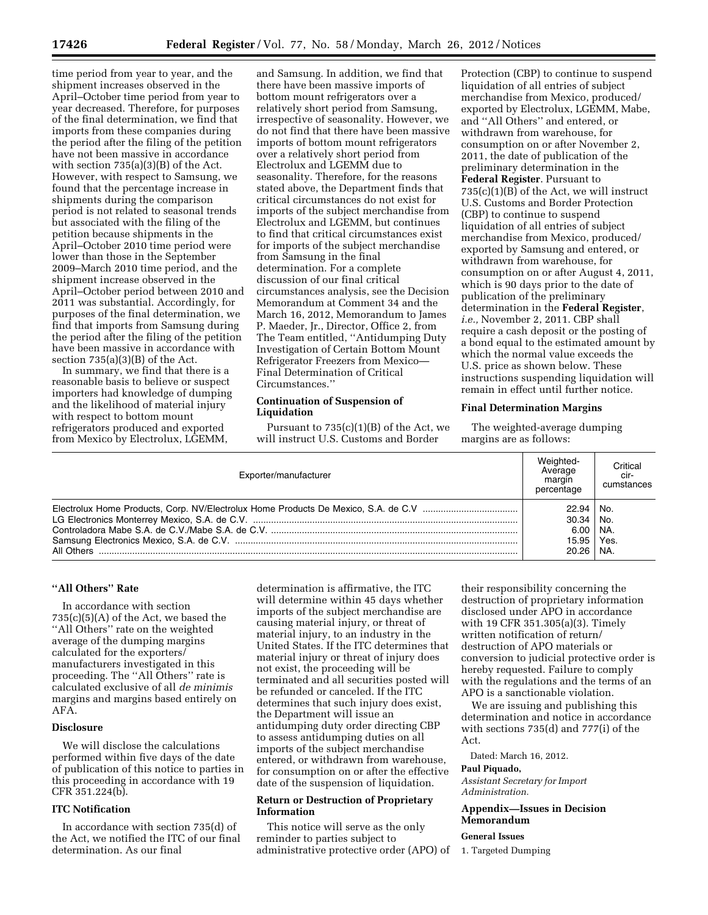time period from year to year, and the shipment increases observed in the April–October time period from year to year decreased. Therefore, for purposes of the final determination, we find that imports from these companies during the period after the filing of the petition have not been massive in accordance with section 735(a)(3)(B) of the Act. However, with respect to Samsung, we found that the percentage increase in shipments during the comparison period is not related to seasonal trends but associated with the filing of the petition because shipments in the April–October 2010 time period were lower than those in the September 2009–March 2010 time period, and the shipment increase observed in the April–October period between 2010 and 2011 was substantial. Accordingly, for purposes of the final determination, we find that imports from Samsung during the period after the filing of the petition have been massive in accordance with section 735(a)(3)(B) of the Act.

In summary, we find that there is a reasonable basis to believe or suspect importers had knowledge of dumping and the likelihood of material injury with respect to bottom mount refrigerators produced and exported from Mexico by Electrolux, LGEMM, and Samsung. In addition, we find that there have been massive imports of bottom mount refrigerators over a relatively short period from Samsung, irrespective of seasonality. However, we do not find that there have been massive imports of bottom mount refrigerators over a relatively short period from Electrolux and LGEMM due to seasonality. Therefore, for the reasons stated above, the Department finds that critical circumstances do not exist for imports of the subject merchandise from Electrolux and LGEMM, but continues to find that critical circumstances exist for imports of the subject merchandise from Samsung in the final determination. For a complete discussion of our final critical circumstances analysis, see the Decision Memorandum at Comment 34 and the March 16, 2012, Memorandum to James P. Maeder, Jr., Director, Office 2, from The Team entitled, ''Antidumping Duty Investigation of Certain Bottom Mount Refrigerator Freezers from Mexico—Final Determination of Critical Circumstances.''

## Continuation of Suspension of Liquidation

Pursuant to 735(c)(1)(B) of the Act, we will instruct U.S. Customs and Border Protection (CBP) to continue to suspend liquidation of all entries of subject merchandise from Mexico, produced/exported by Electrolux, LGEMM, Mabe, and ''All Others'' and entered, or withdrawn from warehouse, for consumption on or after November 2, 2011, the date of publication of the preliminary determination in the **Federal Register**. Pursuant to 735(c)(1)(B) of the Act, we will instruct U.S. Customs and Border Protection (CBP) to continue to suspend liquidation of all entries of subject merchandise from Mexico, produced/exported by Samsung and entered, or withdrawn from warehouse, for consumption on or after August 4, 2011, which is 90 days prior to the date of publication of the preliminary determination in the **Federal Register**, *i.e.,* November 2, 2011. CBP shall require a cash deposit or the posting of a bond equal to the estimated amount by which the normal value exceeds the U.S. price as shown below. These instructions suspending liquidation will remain in effect until further notice.

## Final Determination Margins

The weighted-average dumping margins are as follows:

| Exporter/manufacturer | Weighted-Average margin percentage | Critical circumstances |
|---|---|---|
| Electrolux Home Products, Corp. NV/Electrolux Home Products De Mexico, S.A. de C.V | 22.94 | No. |
| LG Electronics Monterrey Mexico, S.A. de C.V. | 30.34 | No. |
| Controladora Mabe S.A. de C.V./Mabe S.A. de C.V. | 6.00 | NA. |
| Samsung Electronics Mexico, S.A. de C.V. | 15.95 | Yes. |
| All Others | 20.26 | NA. |

## ''All Others'' Rate

In accordance with section 735(c)(5)(A) of the Act, we based the ''All Others'' rate on the weighted average of the dumping margins calculated for the exporters/manufacturers investigated in this proceeding. The ''All Others'' rate is calculated exclusive of all *de minimis* margins and margins based entirely on AFA.

## Disclosure

We will disclose the calculations performed within five days of the date of publication of this notice to parties in this proceeding in accordance with 19 CFR 351.224(b).

## ITC Notification

In accordance with section 735(d) of the Act, we notified the ITC of our final determination. As our final determination is affirmative, the ITC will determine within 45 days whether imports of the subject merchandise are causing material injury, or threat of material injury, to an industry in the United States. If the ITC determines that material injury or threat of injury does not exist, the proceeding will be terminated and all securities posted will be refunded or canceled. If the ITC determines that such injury does exist, the Department will issue an antidumping duty order directing CBP to assess antidumping duties on all imports of the subject merchandise entered, or withdrawn from warehouse, for consumption on or after the effective date of the suspension of liquidation.

## Return or Destruction of Proprietary Information

This notice will serve as the only reminder to parties subject to administrative protective order (APO) of their responsibility concerning the destruction of proprietary information disclosed under APO in accordance with 19 CFR 351.305(a)(3). Timely written notification of return/destruction of APO materials or conversion to judicial protective order is hereby requested. Failure to comply with the regulations and the terms of an APO is a sanctionable violation.

We are issuing and publishing this determination and notice in accordance with sections 735(d) and 777(i) of the Act.

Dated: March 16, 2012.

**Paul Piquado,**

*Assistant Secretary for Import Administration.*

## Appendix—Issues in Decision Memorandum

### General Issues

1. Targeted Dumping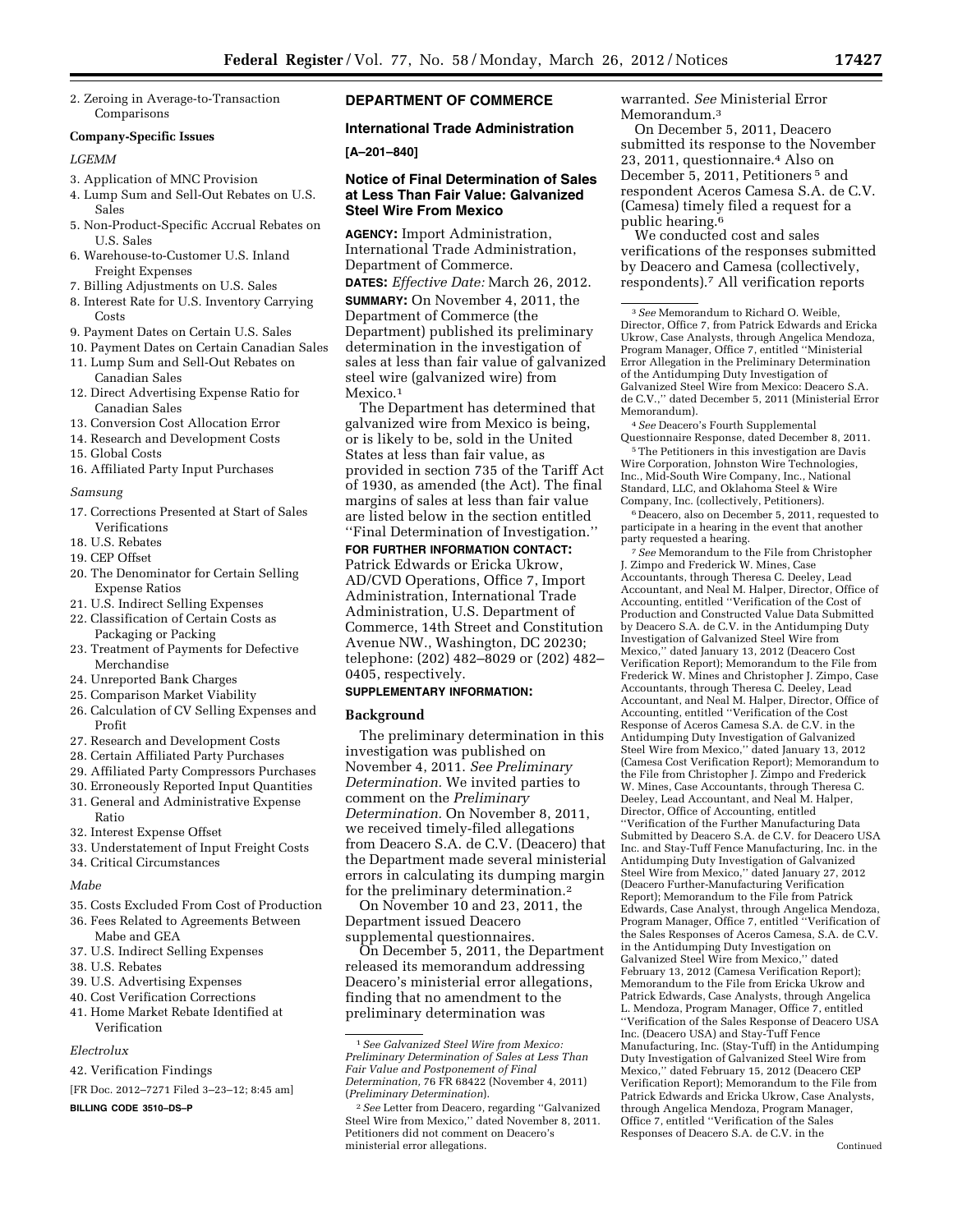2. Zeroing in Average-to-Transaction Comparisons

**Company-Specific Issues**

*LGEMM*

3. Application of MNC Provision
4. Lump Sum and Sell-Out Rebates on U.S. Sales
5. Non-Product-Specific Accrual Rebates on U.S. Sales
6. Warehouse-to-Customer U.S. Inland Freight Expenses
7. Billing Adjustments on U.S. Sales
8. Interest Rate for U.S. Inventory Carrying Costs
9. Payment Dates on Certain U.S. Sales
10. Payment Dates on Certain Canadian Sales
11. Lump Sum and Sell-Out Rebates on Canadian Sales
12. Direct Advertising Expense Ratio for Canadian Sales
13. Conversion Cost Allocation Error
14. Research and Development Costs
15. Global Costs
16. Affiliated Party Input Purchases

*Samsung*

17. Corrections Presented at Start of Sales Verifications
18. U.S. Rebates
19. CEP Offset
20. The Denominator for Certain Selling Expense Ratios
21. U.S. Indirect Selling Expenses
22. Classification of Certain Costs as Packaging or Packing
23. Treatment of Payments for Defective Merchandise
24. Unreported Bank Charges
25. Comparison Market Viability
26. Calculation of CV Selling Expenses and Profit
27. Research and Development Costs
28. Certain Affiliated Party Purchases
29. Affiliated Party Compressors Purchases
30. Erroneously Reported Input Quantities
31. General and Administrative Expense Ratio
32. Interest Expense Offset
33. Understatement of Input Freight Costs
34. Critical Circumstances

*Mabe*

35. Costs Excluded From Cost of Production
36. Fees Related to Agreements Between Mabe and GEA
37. U.S. Indirect Selling Expenses
38. U.S. Rebates
39. U.S. Advertising Expenses
40. Cost Verification Corrections
41. Home Market Rebate Identified at Verification

*Electrolux*

42. Verification Findings

[FR Doc. 2012–7271 Filed 3–23–12; 8:45 am]

**BILLING CODE 3510–DS–P**

## DEPARTMENT OF COMMERCE

### International Trade Administration

**[A–201–840]**

### Notice of Final Determination of Sales at Less Than Fair Value: Galvanized Steel Wire From Mexico

**AGENCY:** Import Administration, International Trade Administration, Department of Commerce.

**DATES:** *Effective Date:* March 26, 2012.

**SUMMARY:** On November 4, 2011, the Department of Commerce (the Department) published its preliminary determination in the investigation of sales at less than fair value of galvanized steel wire (galvanized wire) from Mexico.[1]

The Department has determined that galvanized wire from Mexico is being, or is likely to be, sold in the United States at less than fair value, as provided in section 735 of the Tariff Act of 1930, as amended (the Act). The final margins of sales at less than fair value are listed below in the section entitled "Final Determination of Investigation."

**FOR FURTHER INFORMATION CONTACT:** Patrick Edwards or Ericka Ukrow, AD/CVD Operations, Office 7, Import Administration, International Trade Administration, U.S. Department of Commerce, 14th Street and Constitution Avenue NW., Washington, DC 20230; telephone: (202) 482–8029 or (202) 482–0405, respectively.

**SUPPLEMENTARY INFORMATION:**

**Background**

The preliminary determination in this investigation was published on November 4, 2011. *See Preliminary Determination.* We invited parties to comment on the *Preliminary Determination.* On November 8, 2011, we received timely-filed allegations from Deacero S.A. de C.V. (Deacero) that the Department made several ministerial errors in calculating its dumping margin for the preliminary determination.[2]

On November 10 and 23, 2011, the Department issued Deacero supplemental questionnaires.

On December 5, 2011, the Department released its memorandum addressing Deacero's ministerial error allegations, finding that no amendment to the preliminary determination was warranted. *See* Ministerial Error Memorandum.[3]

On December 5, 2011, Deacero submitted its response to the November 23, 2011, questionnaire.[4] Also on December 5, 2011, Petitioners[5] and respondent Aceros Camesa S.A. de C.V. (Camesa) timely filed a request for a public hearing.[6]

We conducted cost and sales verifications of the responses submitted by Deacero and Camesa (collectively, respondents).[7] All verification reports

[1] *See Galvanized Steel Wire from Mexico: Preliminary Determination of Sales at Less Than Fair Value and Postponement of Final Determination,* 76 FR 68422 (November 4, 2011) (*Preliminary Determination*).

[2] *See* Letter from Deacero, regarding "Galvanized Steel Wire from Mexico," dated November 8, 2011. Petitioners did not comment on Deacero's ministerial error allegations.

[3] *See* Memorandum to Richard O. Weible, Director, Office 7, from Patrick Edwards and Ericka Ukrow, Case Analysts, through Angelica Mendoza, Program Manager, Office 7, entitled "Ministerial Error Allegation in the Preliminary Determination of the Antidumping Duty Investigation of Galvanized Steel Wire from Mexico: Deacero S.A. de C.V.," dated December 5, 2011 (Ministerial Error Memorandum).

[4] *See* Deacero's Fourth Supplemental Questionnaire Response, dated December 8, 2011.

[5] The Petitioners in this investigation are Davis Wire Corporation, Johnston Wire Technologies, Inc., Mid-South Wire Company, Inc., National Standard, LLC, and Oklahoma Steel & Wire Company, Inc. (collectively, Petitioners).

[6] Deacero, also on December 5, 2011, requested to participate in a hearing in the event that another party requested a hearing.

[7] *See* Memorandum to the File from Christopher J. Zimpo and Frederick W. Mines, Case Accountants, through Theresa C. Deeley, Lead Accountant, and Neal M. Halper, Director, Office of Accounting, entitled "Verification of the Cost of Production and Constructed Value Data Submitted by Deacero S.A. de C.V. in the Antidumping Duty Investigation of Galvanized Steel Wire from Mexico," dated January 13, 2012 (Deacero Cost Verification Report); Memorandum to the File from Frederick W. Mines and Christopher J. Zimpo, Case Accountants, through Theresa C. Deeley, Lead Accountant, and Neal M. Halper, Director, Office of Accounting, entitled "Verification of the Cost Response of Aceros Camesa S.A. de C.V. in the Antidumping Duty Investigation of Galvanized Steel Wire from Mexico," dated January 13, 2012 (Camesa Cost Verification Report); Memorandum to the File from Christopher J. Zimpo and Frederick W. Mines, Case Accountants, through Theresa C. Deeley, Lead Accountant, and Neal M. Halper, Director, Office of Accounting, entitled "Verification of the Further Manufacturing Data Submitted by Deacero S.A. de C.V. for Deacero USA Inc. and Stay-Tuff Fence Manufacturing, Inc. in the Antidumping Duty Investigation of Galvanized Steel Wire from Mexico," dated January 27, 2012 (Deacero Further-Manufacturing Verification Report); Memorandum to the File from Patrick Edwards, Case Analyst, through Angelica Mendoza, Program Manager, Office 7, entitled "Verification of the Sales Responses of Aceros Camesa, S.A. de C.V. in the Antidumping Duty Investigation on Galvanized Steel Wire from Mexico," dated February 13, 2012 (Camesa Verification Report); Memorandum to the File from Ericka Ukrow and Patrick Edwards, Case Analysts, through Angelica L. Mendoza, Program Manager, Office 7, entitled "Verification of the Sales Response of Deacero USA Inc. (Deacero USA) and Stay-Tuff Fence Manufacturing, Inc. (Stay-Tuff) in the Antidumping Duty Investigation of Galvanized Steel Wire from Mexico," dated February 15, 2012 (Deacero CEP Verification Report); Memorandum to the File from Patrick Edwards and Ericka Ukrow, Case Analysts, through Angelica Mendoza, Program Manager, Office 7, entitled "Verification of the Sales Responses of Deacero S.A. de C.V. in the

Continued